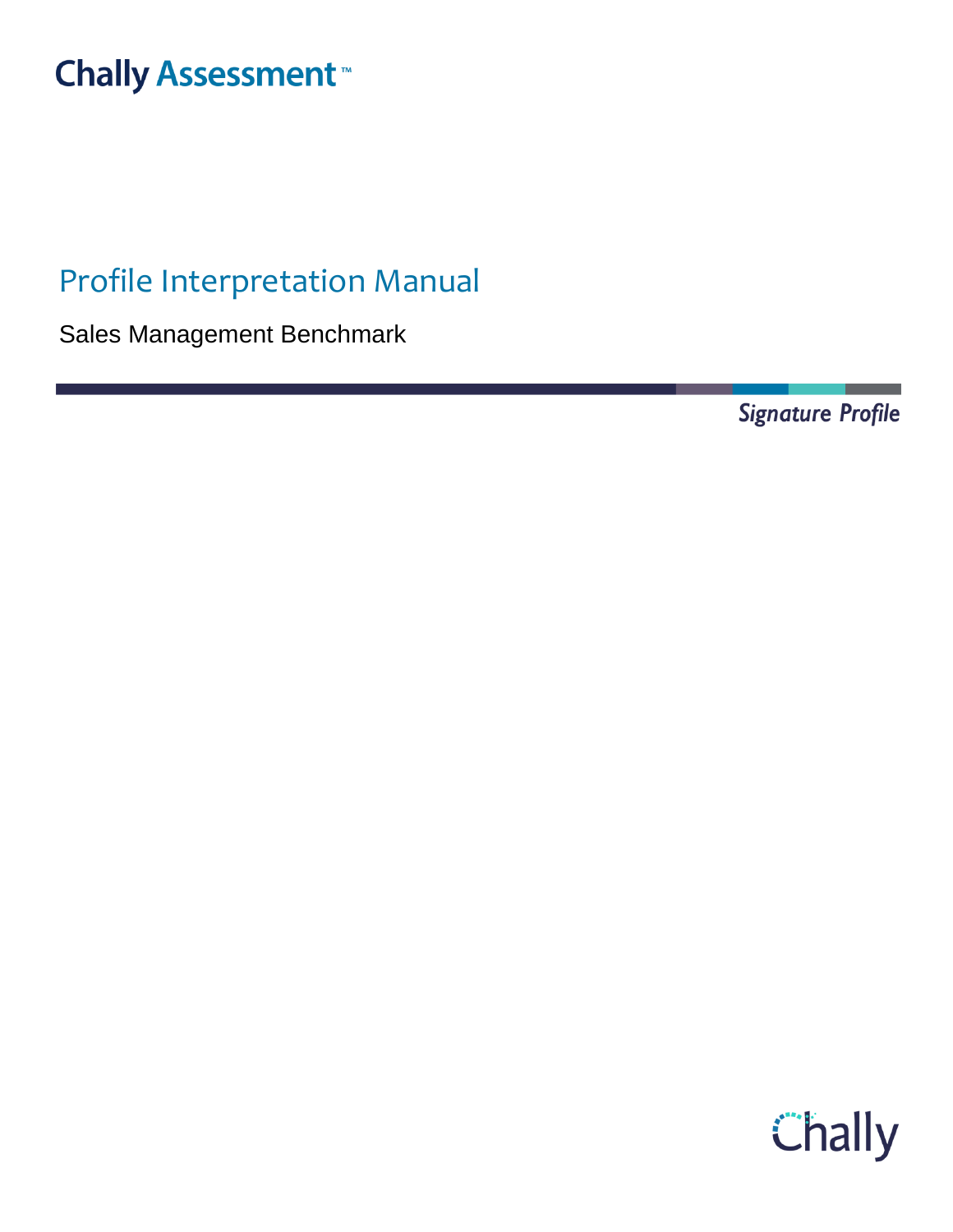Chally Assessment™

# Profile Interpretation Manual

Sales Management Benchmark

*Signature Profile*

Chally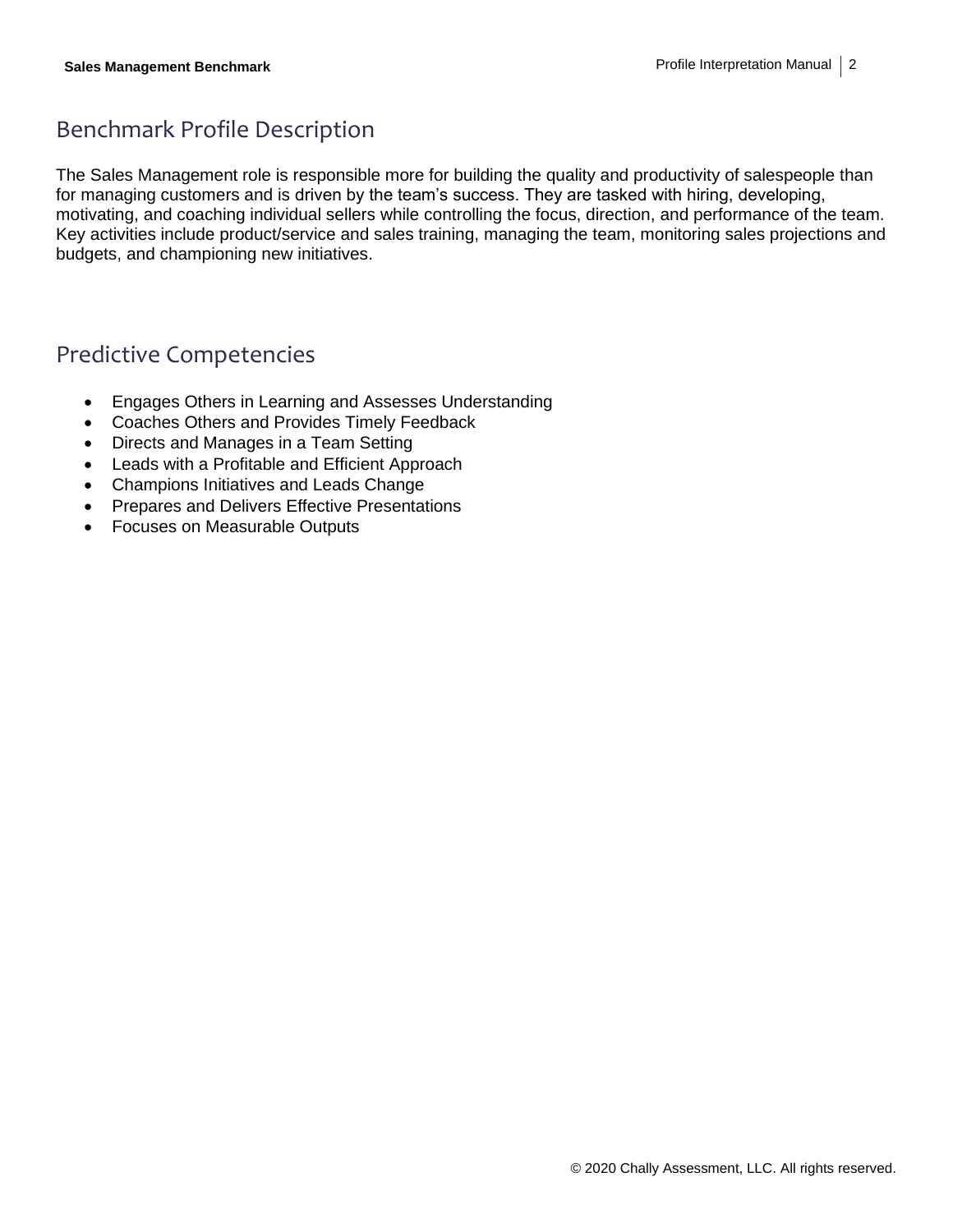## Benchmark Profile Description

The Sales Management role is responsible more for building the quality and productivity of salespeople than for managing customers and is driven by the team's success. They are tasked with hiring, developing, motivating, and coaching individual sellers while controlling the focus, direction, and performance of the team. Key activities include product/service and sales training, managing the team, monitoring sales projections and budgets, and championing new initiatives.

## Predictive Competencies

- Engages Others in Learning and Assesses Understanding
- Coaches Others and Provides Timely Feedback
- Directs and Manages in a Team Setting
- Leads with a Profitable and Efficient Approach
- Champions Initiatives and Leads Change
- Prepares and Delivers Effective Presentations
- Focuses on Measurable Outputs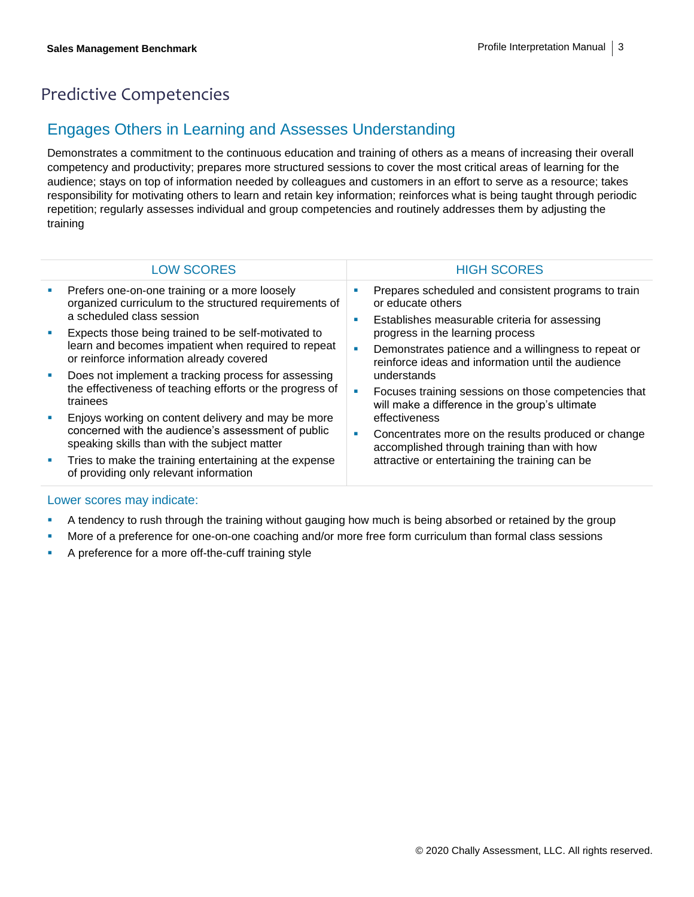# Predictive Competencies

## Engages Others in Learning and Assesses Understanding

Demonstrates a commitment to the continuous education and training of others as a means of increasing their overall competency and productivity; prepares more structured sessions to cover the most critical areas of learning for the audience; stays on top of information needed by colleagues and customers in an effort to serve as a resource; takes responsibility for motivating others to learn and retain key information; reinforces what is being taught through periodic repetition; regularly assesses individual and group competencies and routinely addresses them by adjusting the training

| LOW SCORES | HIGH SCORES |
| --- | --- |
| ▪ Prefers one-on-one training or a more loosely organized curriculum to the structured requirements of a scheduled class session<br>▪ Expects those being trained to be self-motivated to learn and becomes impatient when required to repeat or reinforce information already covered<br>▪ Does not implement a tracking process for assessing the effectiveness of teaching efforts or the progress of trainees<br>▪ Enjoys working on content delivery and may be more concerned with the audience's assessment of public speaking skills than with the subject matter<br>▪ Tries to make the training entertaining at the expense of providing only relevant information | ▪ Prepares scheduled and consistent programs to train or educate others<br>▪ Establishes measurable criteria for assessing progress in the learning process<br>▪ Demonstrates patience and a willingness to repeat or reinforce ideas and information until the audience understands<br>▪ Focuses training sessions on those competencies that will make a difference in the group's ultimate effectiveness<br>▪ Concentrates more on the results produced or change accomplished through training than with how attractive or entertaining the training can be |

### Lower scores may indicate:

- A tendency to rush through the training without gauging how much is being absorbed or retained by the group
- More of a preference for one-on-one coaching and/or more free form curriculum than formal class sessions
- A preference for a more off-the-cuff training style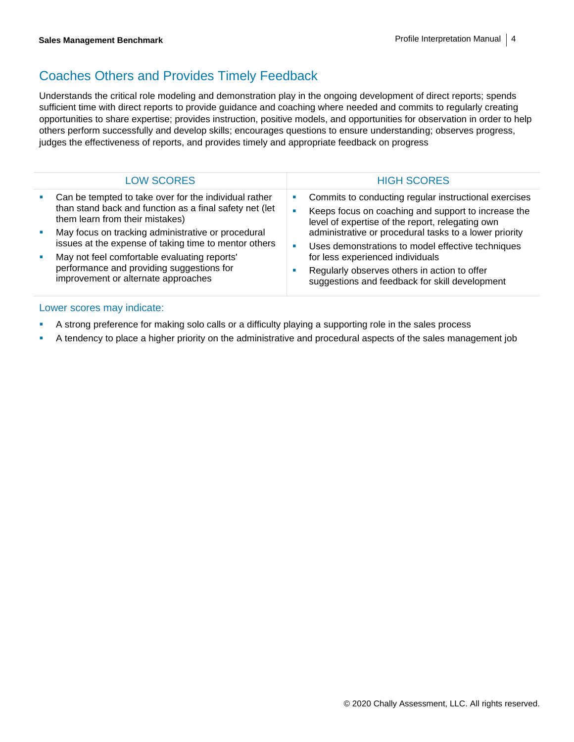## Coaches Others and Provides Timely Feedback

Understands the critical role modeling and demonstration play in the ongoing development of direct reports; spends sufficient time with direct reports to provide guidance and coaching where needed and commits to regularly creating opportunities to share expertise; provides instruction, positive models, and opportunities for observation in order to help others perform successfully and develop skills; encourages questions to ensure understanding; observes progress, judges the effectiveness of reports, and provides timely and appropriate feedback on progress

| LOW SCORES | HIGH SCORES |
| --- | --- |
| ▪ Can be tempted to take over for the individual rather than stand back and function as a final safety net (let them learn from their mistakes)<br>▪ May focus on tracking administrative or procedural issues at the expense of taking time to mentor others<br>▪ May not feel comfortable evaluating reports' performance and providing suggestions for improvement or alternate approaches | ▪ Commits to conducting regular instructional exercises<br>▪ Keeps focus on coaching and support to increase the level of expertise of the report, relegating own administrative or procedural tasks to a lower priority<br>▪ Uses demonstrations to model effective techniques for less experienced individuals<br>▪ Regularly observes others in action to offer suggestions and feedback for skill development |

### Lower scores may indicate:

- A strong preference for making solo calls or a difficulty playing a supporting role in the sales process
- A tendency to place a higher priority on the administrative and procedural aspects of the sales management job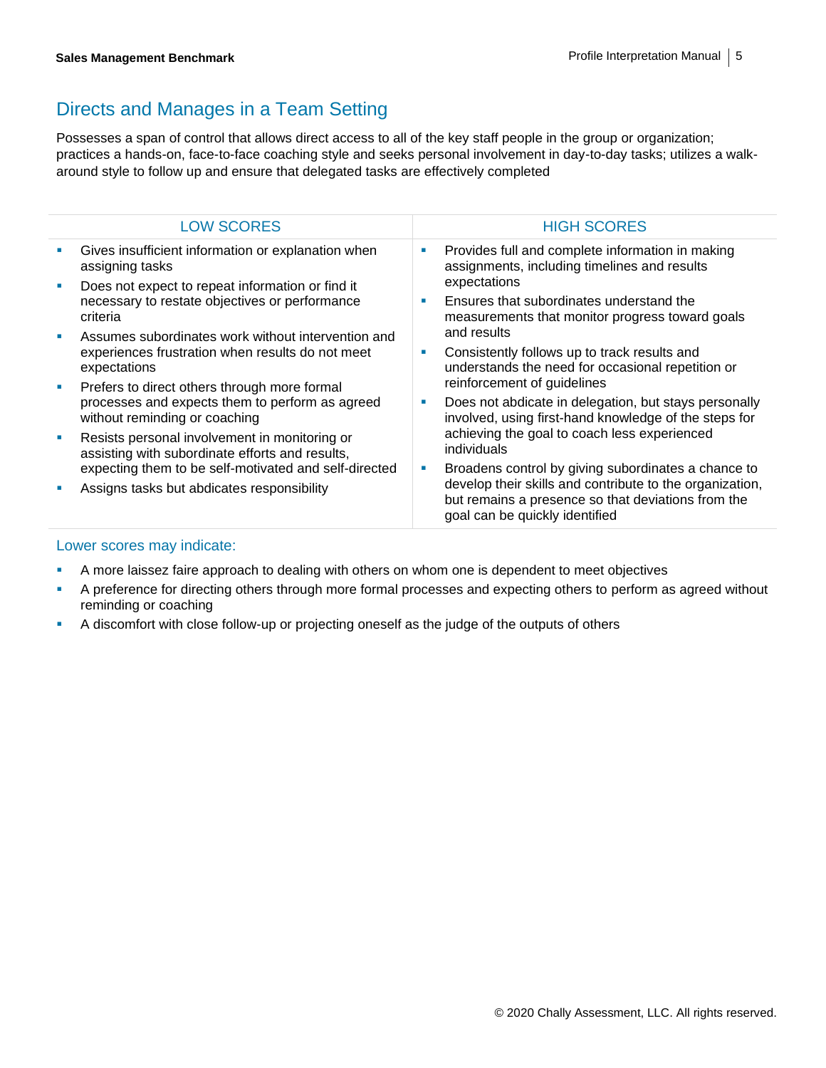## Directs and Manages in a Team Setting

Possesses a span of control that allows direct access to all of the key staff people in the group or organization; practices a hands-on, face-to-face coaching style and seeks personal involvement in day-to-day tasks; utilizes a walk-around style to follow up and ensure that delegated tasks are effectively completed

| LOW SCORES | HIGH SCORES |
|---|---|
| ▪ Gives insufficient information or explanation when assigning tasks<br>▪ Does not expect to repeat information or find it necessary to restate objectives or performance criteria<br>▪ Assumes subordinates work without intervention and experiences frustration when results do not meet expectations<br>▪ Prefers to direct others through more formal processes and expects them to perform as agreed without reminding or coaching<br>▪ Resists personal involvement in monitoring or assisting with subordinate efforts and results, expecting them to be self-motivated and self-directed<br>▪ Assigns tasks but abdicates responsibility | ▪ Provides full and complete information in making assignments, including timelines and results expectations<br>▪ Ensures that subordinates understand the measurements that monitor progress toward goals and results<br>▪ Consistently follows up to track results and understands the need for occasional repetition or reinforcement of guidelines<br>▪ Does not abdicate in delegation, but stays personally involved, using first-hand knowledge of the steps for achieving the goal to coach less experienced individuals<br>▪ Broadens control by giving subordinates a chance to develop their skills and contribute to the organization, but remains a presence so that deviations from the goal can be quickly identified |

### Lower scores may indicate:

- A more laissez faire approach to dealing with others on whom one is dependent to meet objectives
- A preference for directing others through more formal processes and expecting others to perform as agreed without reminding or coaching
- A discomfort with close follow-up or projecting oneself as the judge of the outputs of others

© 2020 Chally Assessment, LLC. All rights reserved.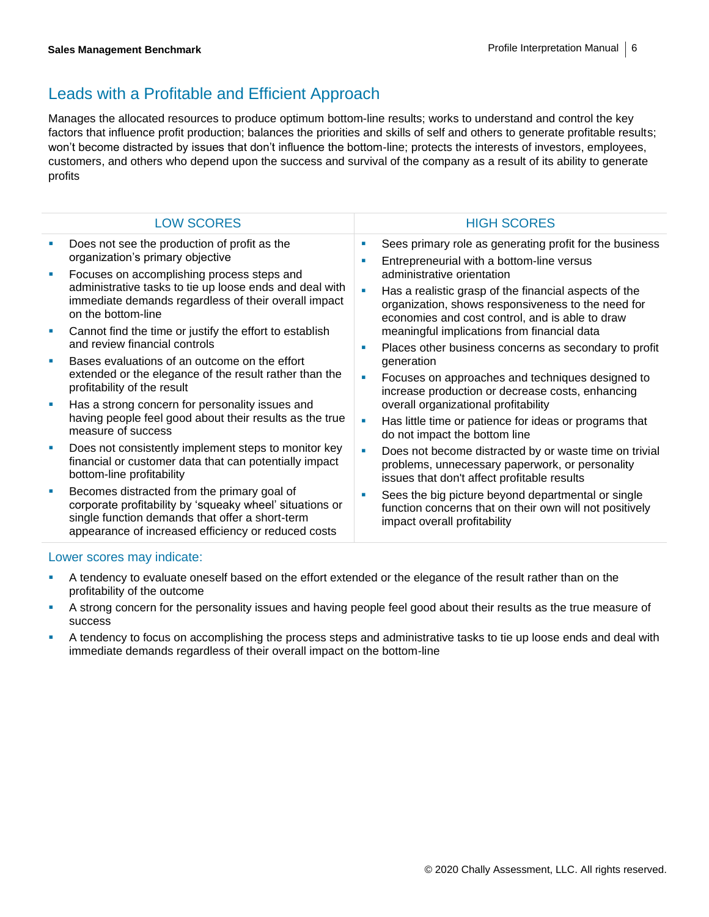## Leads with a Profitable and Efficient Approach

Manages the allocated resources to produce optimum bottom-line results; works to understand and control the key factors that influence profit production; balances the priorities and skills of self and others to generate profitable results; won't become distracted by issues that don't influence the bottom-line; protects the interests of investors, employees, customers, and others who depend upon the success and survival of the company as a result of its ability to generate profits

| LOW SCORES | HIGH SCORES |
| --- | --- |
| ▪ Does not see the production of profit as the organization's primary objective<br>▪ Focuses on accomplishing process steps and administrative tasks to tie up loose ends and deal with immediate demands regardless of their overall impact on the bottom-line<br>▪ Cannot find the time or justify the effort to establish and review financial controls<br>▪ Bases evaluations of an outcome on the effort extended or the elegance of the result rather than the profitability of the result<br>▪ Has a strong concern for personality issues and having people feel good about their results as the true measure of success<br>▪ Does not consistently implement steps to monitor key financial or customer data that can potentially impact bottom-line profitability<br>▪ Becomes distracted from the primary goal of corporate profitability by 'squeaky wheel' situations or single function demands that offer a short-term appearance of increased efficiency or reduced costs | ▪ Sees primary role as generating profit for the business<br>▪ Entrepreneurial with a bottom-line versus administrative orientation<br>▪ Has a realistic grasp of the financial aspects of the organization, shows responsiveness to the need for economies and cost control, and is able to draw meaningful implications from financial data<br>▪ Places other business concerns as secondary to profit generation<br>▪ Focuses on approaches and techniques designed to increase production or decrease costs, enhancing overall organizational profitability<br>▪ Has little time or patience for ideas or programs that do not impact the bottom line<br>▪ Does not become distracted by or waste time on trivial problems, unnecessary paperwork, or personality issues that don't affect profitable results<br>▪ Sees the big picture beyond departmental or single function concerns that on their own will not positively impact overall profitability |

### Lower scores may indicate:

- A tendency to evaluate oneself based on the effort extended or the elegance of the result rather than on the profitability of the outcome
- A strong concern for the personality issues and having people feel good about their results as the true measure of success
- A tendency to focus on accomplishing the process steps and administrative tasks to tie up loose ends and deal with immediate demands regardless of their overall impact on the bottom-line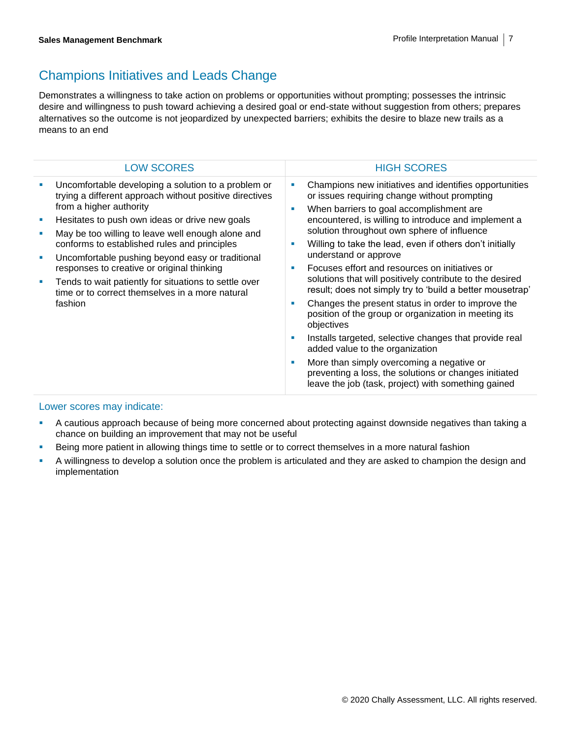## Champions Initiatives and Leads Change

Demonstrates a willingness to take action on problems or opportunities without prompting; possesses the intrinsic desire and willingness to push toward achieving a desired goal or end-state without suggestion from others; prepares alternatives so the outcome is not jeopardized by unexpected barriers; exhibits the desire to blaze new trails as a means to an end

| LOW SCORES | HIGH SCORES |
| --- | --- |
| ▪ Uncomfortable developing a solution to a problem or trying a different approach without positive directives from a higher authority<br>▪ Hesitates to push own ideas or drive new goals<br>▪ May be too willing to leave well enough alone and conforms to established rules and principles<br>▪ Uncomfortable pushing beyond easy or traditional responses to creative or original thinking<br>▪ Tends to wait patiently for situations to settle over time or to correct themselves in a more natural fashion | ▪ Champions new initiatives and identifies opportunities or issues requiring change without prompting<br>▪ When barriers to goal accomplishment are encountered, is willing to introduce and implement a solution throughout own sphere of influence<br>▪ Willing to take the lead, even if others don't initially understand or approve<br>▪ Focuses effort and resources on initiatives or solutions that will positively contribute to the desired result; does not simply try to 'build a better mousetrap'<br>▪ Changes the present status in order to improve the position of the group or organization in meeting its objectives<br>▪ Installs targeted, selective changes that provide real added value to the organization<br>▪ More than simply overcoming a negative or preventing a loss, the solutions or changes initiated leave the job (task, project) with something gained |

### Lower scores may indicate:

- A cautious approach because of being more concerned about protecting against downside negatives than taking a chance on building an improvement that may not be useful
- Being more patient in allowing things time to settle or to correct themselves in a more natural fashion
- A willingness to develop a solution once the problem is articulated and they are asked to champion the design and implementation

© 2020 Chally Assessment, LLC. All rights reserved.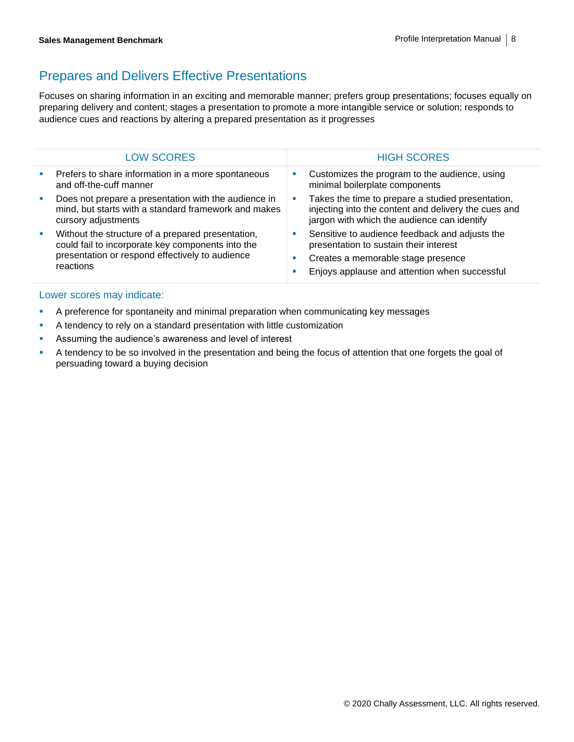## Prepares and Delivers Effective Presentations

Focuses on sharing information in an exciting and memorable manner; prefers group presentations; focuses equally on preparing delivery and content; stages a presentation to promote a more intangible service or solution; responds to audience cues and reactions by altering a prepared presentation as it progresses

| LOW SCORES | HIGH SCORES |
|---|---|
| ▪ Prefers to share information in a more spontaneous and off-the-cuff manner<br>▪ Does not prepare a presentation with the audience in mind, but starts with a standard framework and makes cursory adjustments<br>▪ Without the structure of a prepared presentation, could fail to incorporate key components into the presentation or respond effectively to audience reactions | ▪ Customizes the program to the audience, using minimal boilerplate components<br>▪ Takes the time to prepare a studied presentation, injecting into the content and delivery the cues and jargon with which the audience can identify<br>▪ Sensitive to audience feedback and adjusts the presentation to sustain their interest<br>▪ Creates a memorable stage presence<br>▪ Enjoys applause and attention when successful |

### Lower scores may indicate:

- A preference for spontaneity and minimal preparation when communicating key messages
- A tendency to rely on a standard presentation with little customization
- Assuming the audience's awareness and level of interest
- A tendency to be so involved in the presentation and being the focus of attention that one forgets the goal of persuading toward a buying decision

© 2020 Chally Assessment, LLC. All rights reserved.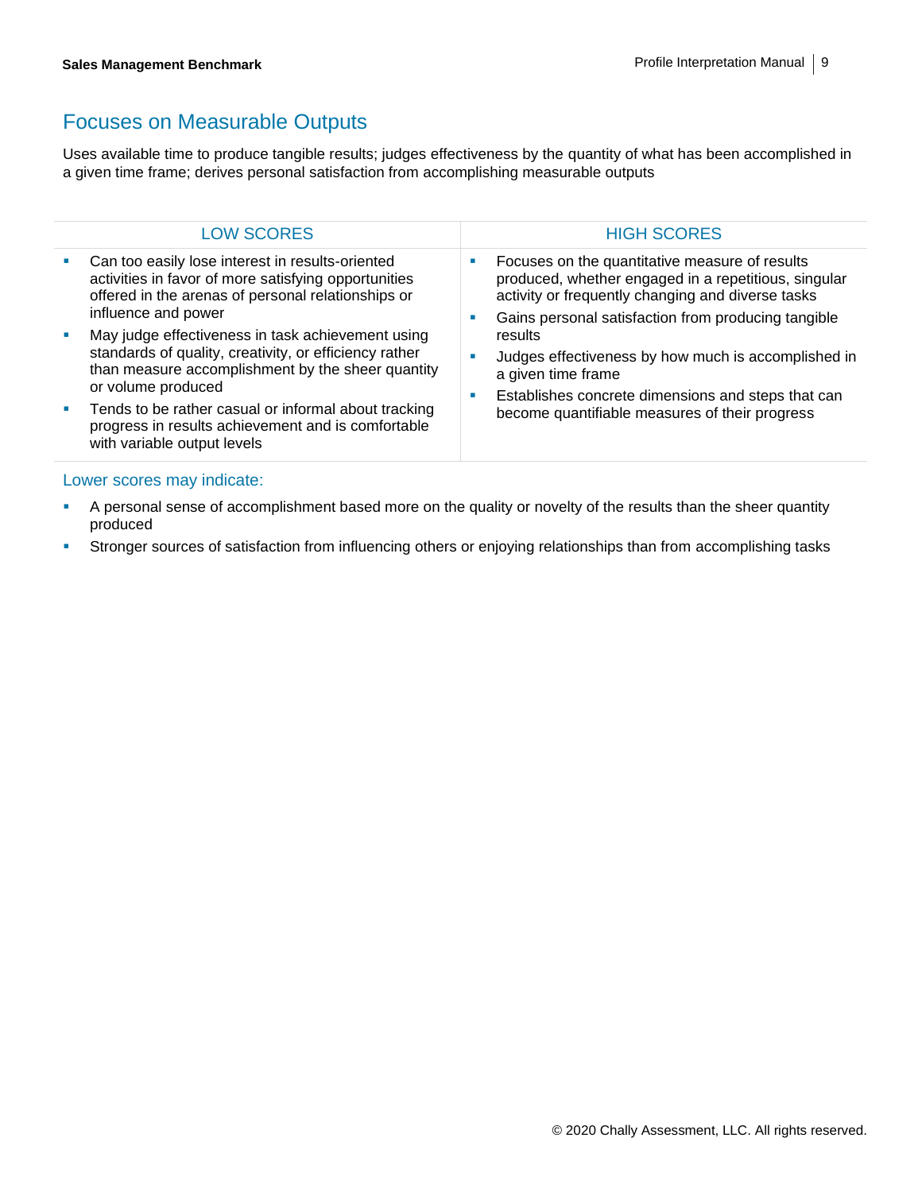## Focuses on Measurable Outputs

Uses available time to produce tangible results; judges effectiveness by the quantity of what has been accomplished in a given time frame; derives personal satisfaction from accomplishing measurable outputs

| LOW SCORES | HIGH SCORES |
|---|---|
| ▪ Can too easily lose interest in results-oriented activities in favor of more satisfying opportunities offered in the arenas of personal relationships or influence and power<br>▪ May judge effectiveness in task achievement using standards of quality, creativity, or efficiency rather than measure accomplishment by the sheer quantity or volume produced<br>▪ Tends to be rather casual or informal about tracking progress in results achievement and is comfortable with variable output levels | ▪ Focuses on the quantitative measure of results produced, whether engaged in a repetitious, singular activity or frequently changing and diverse tasks<br>▪ Gains personal satisfaction from producing tangible results<br>▪ Judges effectiveness by how much is accomplished in a given time frame<br>▪ Establishes concrete dimensions and steps that can become quantifiable measures of their progress |

### Lower scores may indicate:

- A personal sense of accomplishment based more on the quality or novelty of the results than the sheer quantity produced
- Stronger sources of satisfaction from influencing others or enjoying relationships than from accomplishing tasks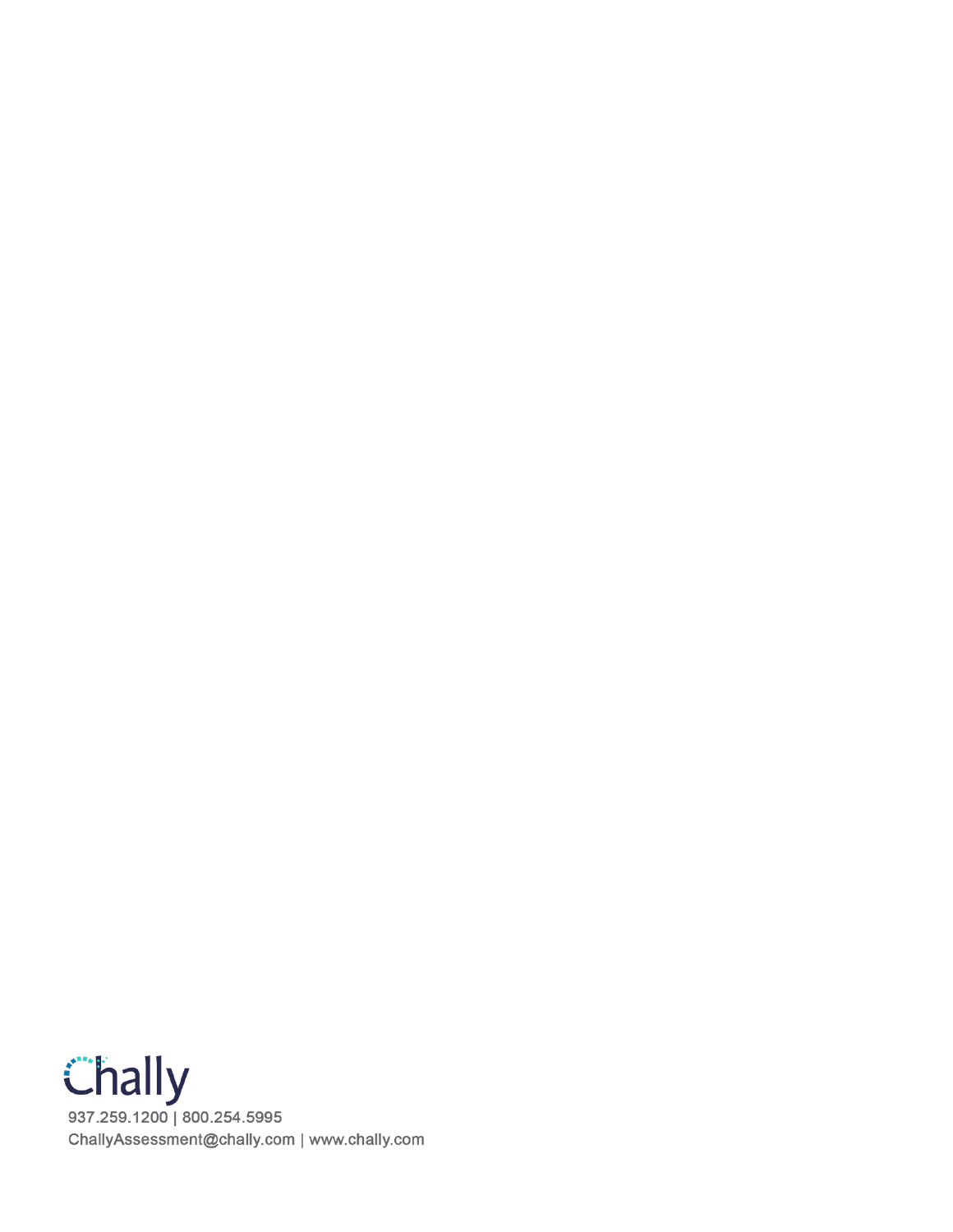Chally

937.259.1200 | 800.254.5995

ChallyAssessment@chally.com | www.chally.com